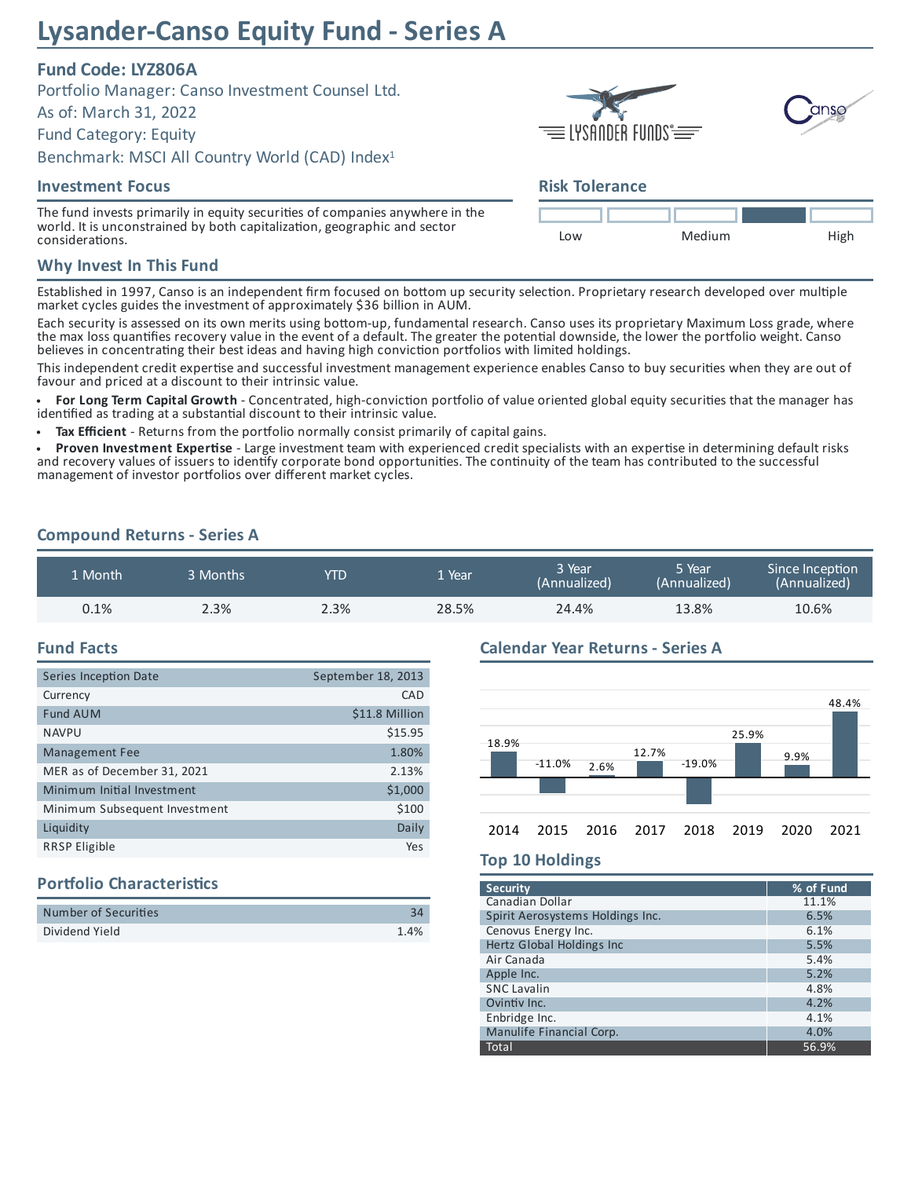# Lysander-Canso Equity Fund - Series A

## Fund Code: LYZ806A

Portfolio Manager: Canso Investment Counsel Ltd.
As of: March 31, 2022
Fund Category: Equity
Benchmark: MSCI All Country World (CAD) Index[1]

## Investment Focus

The fund invests primarily in equity securities of companies anywhere in the world. It is unconstrained by both capitalization, geographic and sector considerations.

## Risk Tolerance

Low — Medium — High

## Why Invest In This Fund

Established in 1997, Canso is an independent firm focused on bottom up security selection. Proprietary research developed over multiple market cycles guides the investment of approximately $36 billion in AUM.

Each security is assessed on its own merits using bottom-up, fundamental research. Canso uses its proprietary Maximum Loss grade, where the max loss quantifies recovery value in the event of a default. The greater the potential downside, the lower the portfolio weight. Canso believes in concentrating their best ideas and having high conviction portfolios with limited holdings.

This independent credit expertise and successful investment management experience enables Canso to buy securities when they are out of favour and priced at a discount to their intrinsic value.

- **For Long Term Capital Growth** - Concentrated, high-conviction portfolio of value oriented global equity securities that the manager has identified as trading at a substantial discount to their intrinsic value.
- **Tax Efficient** - Returns from the portfolio normally consist primarily of capital gains.
- **Proven Investment Expertise** - Large investment team with experienced credit specialists with an expertise in determining default risks and recovery values of issuers to identify corporate bond opportunities. The continuity of the team has contributed to the successful management of investor portfolios over different market cycles.

## Compound Returns - Series A

| 1 Month | 3 Months | YTD | 1 Year | 3 Year (Annualized) | 5 Year (Annualized) | Since Inception (Annualized) |
|---|---|---|---|---|---|---|
| 0.1% | 2.3% | 2.3% | 28.5% | 24.4% | 13.8% | 10.6% |

## Fund Facts

| | |
|---|---|
| Series Inception Date | September 18, 2013 |
| Currency | CAD |
| Fund AUM | $11.8 Million |
| NAVPU | $15.95 |
| Management Fee | 1.80% |
| MER as of December 31, 2021 | 2.13% |
| Minimum Initial Investment | $1,000 |
| Minimum Subsequent Investment | $100 |
| Liquidity | Daily |
| RRSP Eligible | Yes |

## Portfolio Characteristics

| | |
|---|---|
| Number of Securities | 34 |
| Dividend Yield | 1.4% |

## Calendar Year Returns - Series A

| 2014 | 2015 | 2016 | 2017 | 2018 | 2019 | 2020 | 2021 |
|---|---|---|---|---|---|---|---|
| 18.9% | -11.0% | 2.6% | 12.7% | -19.0% | 25.9% | 9.9% | 48.4% |

## Top 10 Holdings

| Security | % of Fund |
|---|---|
| Canadian Dollar | 11.1% |
| Spirit Aerosystems Holdings Inc. | 6.5% |
| Cenovus Energy Inc. | 6.1% |
| Hertz Global Holdings Inc | 5.5% |
| Air Canada | 5.4% |
| Apple Inc. | 5.2% |
| SNC Lavalin | 4.8% |
| Ovintiv Inc. | 4.2% |
| Enbridge Inc. | 4.1% |
| Manulife Financial Corp. | 4.0% |
| Total | 56.9% |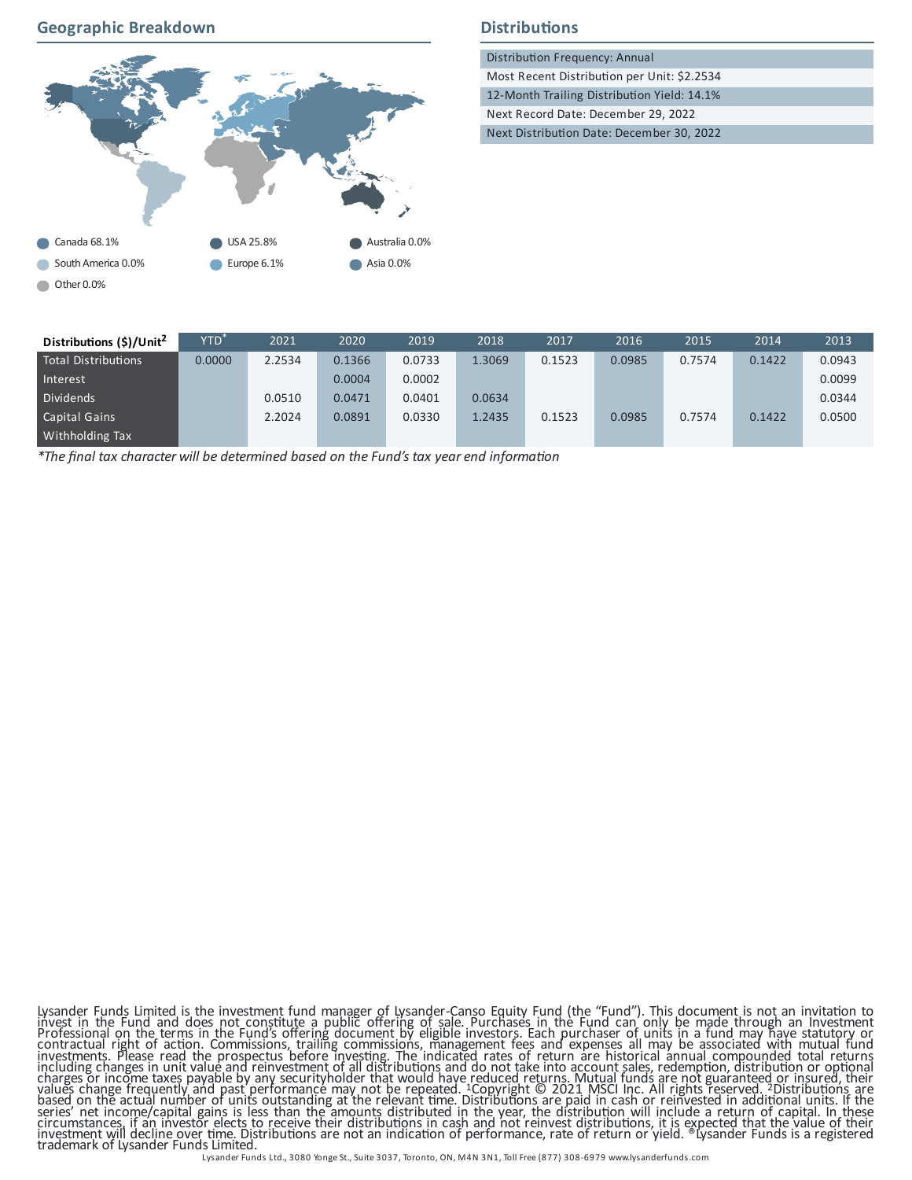## Geographic Breakdown

Canada 68.1%
USA 25.8%
Australia 0.0%
South America 0.0%
Europe 6.1%
Asia 0.0%
Other 0.0%

## Distributions

| |
|---|
| Distribution Frequency: Annual |
| Most Recent Distribution per Unit: $2.2534 |
| 12-Month Trailing Distribution Yield: 14.1% |
| Next Record Date: December 29, 2022 |
| Next Distribution Date: December 30, 2022 |

| Distributions ($)/Unit[2] | YTD* | 2021 | 2020 | 2019 | 2018 | 2017 | 2016 | 2015 | 2014 | 2013 |
|---|---|---|---|---|---|---|---|---|---|---|
| Total Distributions | 0.0000 | 2.2534 | 0.1366 | 0.0733 | 1.3069 | 0.1523 | 0.0985 | 0.7574 | 0.1422 | 0.0943 |
| Interest | | | 0.0004 | 0.0002 | | | | | | 0.0099 |
| Dividends | | 0.0510 | 0.0471 | 0.0401 | 0.0634 | | | | | 0.0344 |
| Capital Gains | | 2.2024 | 0.0891 | 0.0330 | 1.2435 | 0.1523 | 0.0985 | 0.7574 | 0.1422 | 0.0500 |
| Withholding Tax | | | | | | | | | | |

*\*The final tax character will be determined based on the Fund's tax year end information*

Lysander Funds Limited is the investment fund manager of Lysander-Canso Equity Fund (the "Fund"). This document is not an invitation to invest in the Fund and does not constitute a public offering of sale. Purchases in the Fund can only be made through an Investment Professional on the terms in the Fund's offering document by eligible investors. Each purchaser of units in a fund may have statutory or contractual right of action. Commissions, trailing commissions, management fees and expenses all may be associated with mutual fund investments. Please read the prospectus before investing. The indicated rates of return are historical annual compounded total returns including changes in unit value and reinvestment of all distributions and do not take into account sales, redemption, distribution or optional charges or income taxes payable by any securityholder that would have reduced returns. Mutual funds are not guaranteed or insured, their values change frequently and past performance may not be repeated. [1]Copyright © 2021 MSCI Inc. All rights reserved. [2]Distributions are based on the actual number of units outstanding at the relevant time. Distributions are paid in cash or reinvested in additional units. If the series' net income/capital gains is less than the amounts distributed in the year, the distribution will include a return of capital. In these circumstances, if an investor elects to receive their distributions in cash and not reinvest distributions, it is expected that the value of their investment will decline over time. Distributions are not an indication of performance, rate of return or yield. ®Lysander Funds is a registered trademark of Lysander Funds Limited.

Lysander Funds Ltd., 3080 Yonge St., Suite 3037, Toronto, ON, M4N 3N1, Toll Free (877) 308-6979 www.lysanderfunds.com